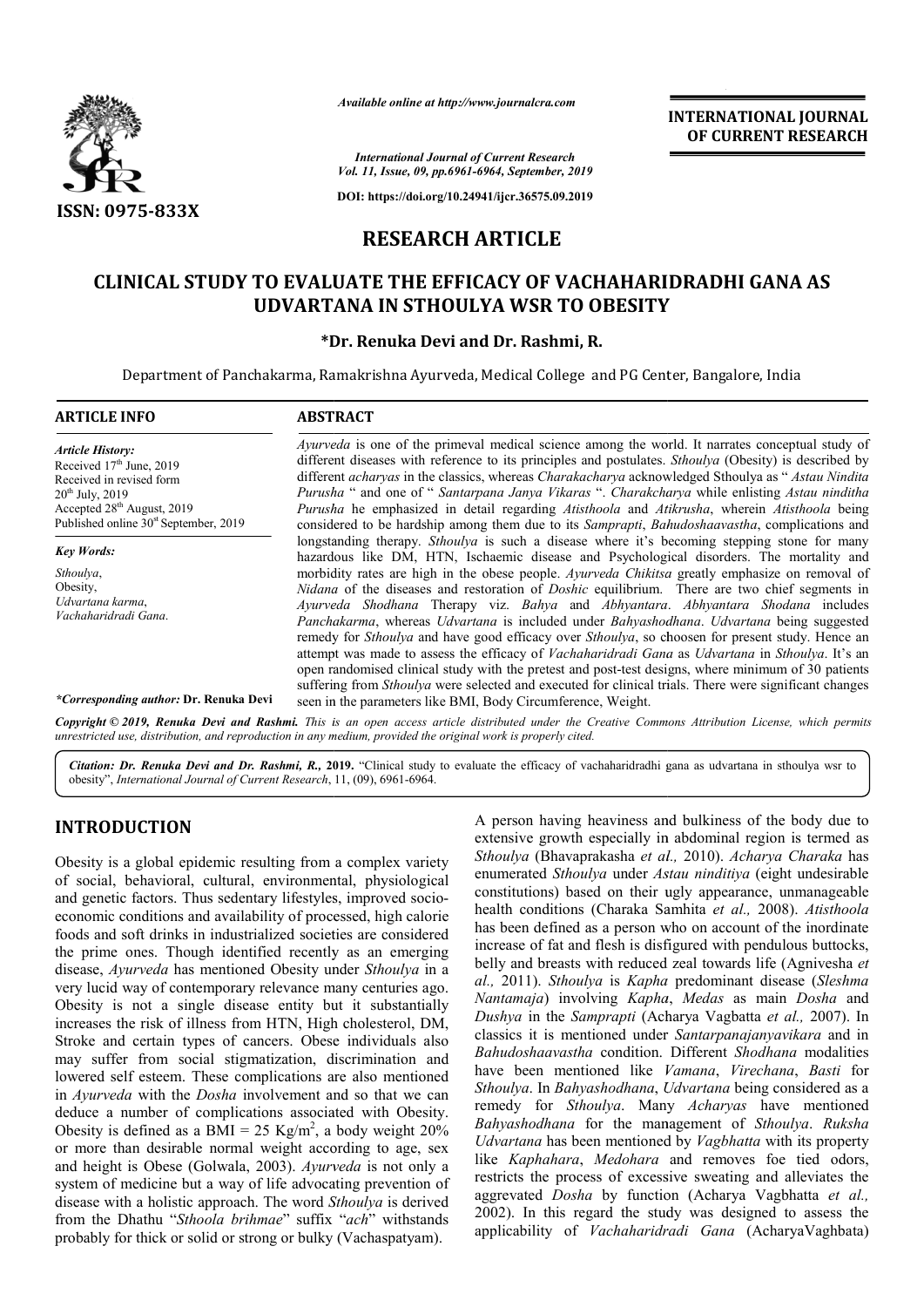*Available online at http://www.journalcra.com*

*International Journal of Current Research*
*Vol. 11, Issue, 09, pp.6961-6964, September, 2019*

**DOI: https://doi.org/10.24941/ijcr.36575.09.2019**

**ISSN: 0975-833X**

**INTERNATIONAL JOURNAL OF CURRENT RESEARCH**

# RESEARCH ARTICLE

# CLINICAL STUDY TO EVALUATE THE EFFICACY OF VACHAHARIDRADHI GANA AS UDVARTANA IN STHOULYA WSR TO OBESITY

**\*Dr. Renuka Devi and Dr. Rashmi, R.**

Department of Panchakarma, Ramakrishna Ayurveda, Medical College and PG Center, Bangalore, India

**ARTICLE INFO**

*Article History:*
Received 17th June, 2019
Received in revised form
20th July, 2019
Accepted 28th August, 2019
Published online 30st September, 2019

*Key Words:*

*Sthoulya*,
Obesity,
*Udvartana karma*,
*Vachaharidradi Gana*.

*\*Corresponding author:* **Dr. Renuka Devi**

**ABSTRACT**

*Ayurveda* is one of the primeval medical science among the world. It narrates conceptual study of different diseases with reference to its principles and postulates. *Sthoulya* (Obesity) is described by different *acharyas* in the classics, whereas *Charakacharya* acknowledged Sthoulya as " *Astau Nindita Purusha* " and one of " *Santarpana Janya Vikaras* ". *Charakcharya* while enlisting *Astau nindita Purusha* he emphasized in detail regarding *Atisthoola* and *Atikrusha*, wherein *Atisthoola* being considered to be hardship among them due to its *Samprapti*, *Bahudoshaavastha*, complications and longstanding therapy. *Sthoulya* is such a disease where it's becoming stepping stone for many hazardous like DM, HTN, Ischaemic disease and Psychological disorders. The mortality and morbidity rates are high in the obese people. *Ayurveda Chikitsa* greatly emphasize on removal of *Nidana* of the diseases and restoration of *Doshic* equilibrium. There are two chief segments in *Ayurveda Shodhana* Therapy viz. *Bahya* and *Abhyantara*. *Abhyantara Shodana* includes *Panchakarma*, whereas *Udvartana* is included under *Bahyashodhana*. *Udvartana* being suggested remedy for *Sthoulya* and have good efficacy over *Sthoulya*, so choosen for present study. Hence an attempt was made to assess the efficacy of *Vachaharidradi Gana* as *Udvartana* in *Sthoulya*. It's an open randomised clinical study with the pretest and post-test designs, where minimum of 30 patients suffering from *Sthoulya* were selected and executed for clinical trials. There were significant changes seen in the parameters like BMI, Body Circumference, Weight.

*Copyright © 2019, Renuka Devi and Rashmi. This is an open access article distributed under the Creative Commons Attribution License, which permits unrestricted use, distribution, and reproduction in any medium, provided the original work is properly cited.*

***Citation:** Dr. Renuka Devi and Dr. Rashmi, R.,* **2019.** "Clinical study to evaluate the efficacy of vachaharidradhi gana as udvartana in sthoulya wsr to obesity", *International Journal of Current Research*, 11, (09), 6961-6964.

## INTRODUCTION

Obesity is a global epidemic resulting from a complex variety of social, behavioral, cultural, environmental, physiological and genetic factors. Thus sedentary lifestyles, improved socio-economic conditions and availability of processed, high calorie foods and soft drinks in industrialized societies are considered the prime ones. Though identified recently as an emerging disease, *Ayurveda* has mentioned Obesity under *Sthoulya* in a very lucid way of contemporary relevance many centuries ago. Obesity is not a single disease entity but it substantially increases the risk of illness from HTN, High cholesterol, DM, Stroke and certain types of cancers. Obese individuals also may suffer from social stigmatization, discrimination and lowered self esteem. These complications are also mentioned in *Ayurveda* with the *Dosha* involvement and so that we can deduce a number of complications associated with Obesity. Obesity is defined as a BMI = 25 $Kg/m^2$, a body weight 20% or more than desirable normal weight according to age, sex and height is Obese (Golwala, 2003). *Ayurveda* is not only a system of medicine but a way of life advocating prevention of disease with a holistic approach. The word *Sthoulya* is derived from the Dhathu "*Sthoola brihmae*" suffix "*ach*" withstands probably for thick or solid or strong or bulky (Vachaspatyam).

A person having heaviness and bulkiness of the body due to extensive growth especially in abdominal region is termed as *Sthoulya* (Bhavaprakasha *et al.,* 2010). *Acharya Charaka* has enumerated *Sthoulya* under *Astau ninditiya* (eight undesirable constitutions) based on their ugly appearance, unmanageable health conditions (Charaka Samhita *et al.,* 2008). *Atisthoola* has been defined as a person who on account of the inordinate increase of fat and flesh is disfigured with pendulous buttocks, belly and breasts with reduced zeal towards life (Agnivesha *et al.,* 2011). *Sthoulya* is *Kapha* predominant disease (*Sleshma Nantamaja*) involving *Kapha*, *Medas* as main *Dosha* and *Dushya* in the *Samprapti* (Acharya Vagbatta *et al.,* 2007). In classics it is mentioned under *Santarpanajanyavikara* and in *Bahudoshaavastha* condition. Different *Shodhana* modalities have been mentioned like *Vamana*, *Virechana*, *Basti* for *Sthoulya*. In *Bahyashodhana*, *Udvartana* being considered as a remedy for *Sthoulya*. Many *Acharyas* have mentioned *Bahyashodhana* for the management of *Sthoulya*. *Ruksha Udvartana* has been mentioned by *Vagbhatta* with its property like *Kaphahara*, *Medohara* and removes foe tied odors, restricts the process of excessive sweating and alleviates the aggrevated *Dosha* by function (Acharya Vagbhatta *et al.,* 2002). In this regard the study was designed to assess the applicability of *Vachaharidradi Gana* (AcharyaVaghbata)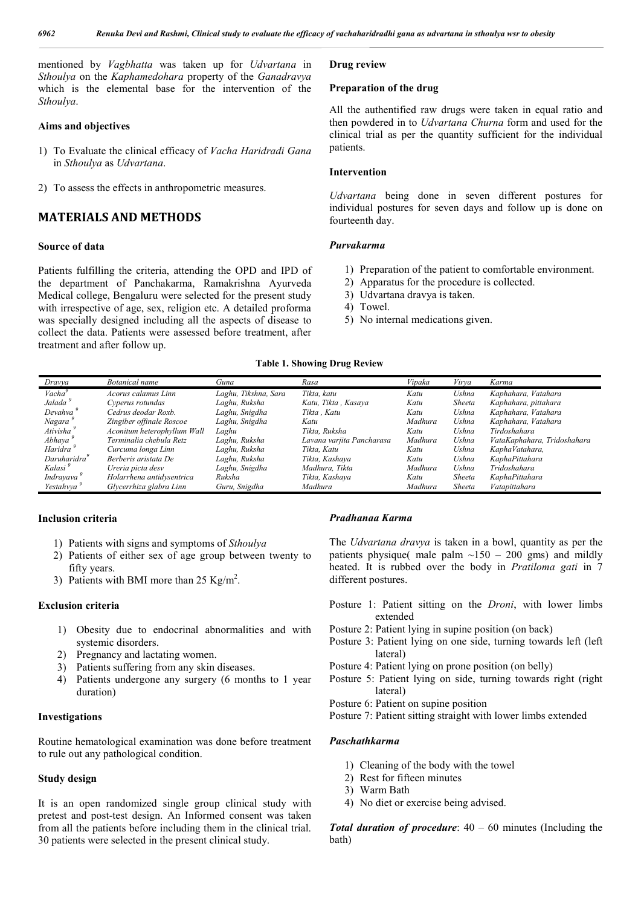mentioned by *Vagbhatta* was taken up for *Udvartana* in *Sthoulya* on the *Kaphamedohara* property of the *Ganadravya* which is the elemental base for the intervention of the *Sthoulya*.

### Aims and objectives

1) To Evaluate the clinical efficacy of *Vacha Haridradi Gana* in *Sthoulya* as *Udvartana*.
2) To assess the effects in anthropometric measures.

## MATERIALS AND METHODS

### Source of data

Patients fulfilling the criteria, attending the OPD and IPD of the department of Panchakarma, Ramakrishna Ayurveda Medical college, Bengaluru were selected for the present study with irrespective of age, sex, religion etc. A detailed proforma was specially designed including all the aspects of disease to collect the data. Patients were assessed before treatment, after treatment and after follow up.

### Drug review

### Preparation of the drug

All the authentified raw drugs were taken in equal ratio and then powdered in to *Udvartana Churna* form and used for the clinical trial as per the quantity sufficient for the individual patients.

### Intervention

*Udvartana* being done in seven different postures for individual postures for seven days and follow up is done on fourteenth day.

### *Purvakarma*

1) Preparation of the patient to comfortable environment.
2) Apparatus for the procedure is collected.
3) Udvartana dravya is taken.
4) Towel.
5) No internal medications given.

**Table 1. Showing Drug Review**

| *Dravya* | *Botanical name* | *Guna* | *Rasa* | *Vipaka* | *Virya* | *Karma* |
|---|---|---|---|---|---|---|
| *Vacha* [9] | *Acorus calamus Linn* | *Laghu, Tikshna, Sara* | *Tikta, katu* | *Katu* | *Ushna* | *Kaphahara, Vatahara* |
| *Jalada* [9] | *Cyperus rotundas* | *Laghu, Ruksha* | *Katu, Tikta , Kasaya* | *Katu* | *Sheeta* | *Kaphahara, pittahara* |
| *Devahva* [9] | *Cedrus deodar Roxb.* | *Laghu, Snigdha* | *Tikta , Katu* | *Katu* | *Ushna* | *Kaphahara, Vatahara* |
| *Nagara* [9] | *Zingiber offinale Roscoe* | *Laghu, Snigdha* | *Katu* | *Madhura* | *Ushna* | *Kaphahara, Vatahara* |
| *Ativisha* [9] | *Aconitum heterophyllum Wall* | *Laghu* | *Tikta, Ruksha* | *Katu* | *Ushna* | *Tirdoshahara* |
| *Abhaya* [9] | *Terminalia chebula Retz* | *Laghu, Ruksha* | *Lavana varjita Pancharasa* | *Madhura* | *Ushna* | *VataKaphahara, Tridoshahara* |
| *Haridra* [9] | *Curcuma longa Linn* | *Laghu, Ruksha* | *Tikta, Katu* | *Katu* | *Ushna* | *KaphaVatahara,* |
| *Daruharidra* [9] | *Berberis aristata De* | *Laghu, Ruksha* | *Tikta, Kashaya* | *Katu* | *Ushna* | *KaphaPittahara* |
| *Kalasi* [9] | *Ureria picta desv* | *Laghu, Snigdha* | *Madhura, Tikta* | *Madhura* | *Ushna* | *Tridoshahara* |
| *Indrayava* [9] | *Holarrhena antidysentrica* | *Ruksha* | *Tikta, Kashaya* | *Katu* | *Sheeta* | *KaphaPittahara* |
| *Yestahvya* [9] | *Glycerrhiza glabra Linn* | *Guru, Snigdha* | *Madhura* | *Madhura* | *Sheeta* | *Vatapittahara* |

### Inclusion criteria

1) Patients with signs and symptoms of *Sthoulya*
2) Patients of either sex of age group between twenty to fifty years.
3) Patients with BMI more than 25 Kg/$m^2$.

### Exclusion criteria

1) Obesity due to endocrinal abnormalities and with systemic disorders.
2) Pregnancy and lactating women.
3) Patients suffering from any skin diseases.
4) Patients undergone any surgery (6 months to 1 year duration)

### Investigations

Routine hematological examination was done before treatment to rule out any pathological condition.

### Study design

It is an open randomized single group clinical study with pretest and post-test design. An Informed consent was taken from all the patients before including them in the clinical trial. 30 patients were selected in the present clinical study.

### *Pradhanaa Karma*

The *Udvartana dravya* is taken in a bowl, quantity as per the patients physique( male palm ~150 – 200 gms) and mildly heated. It is rubbed over the body in *Pratiloma gati* in 7 different postures.

Posture 1: Patient sitting on the *Droni*, with lower limbs extended
Posture 2: Patient lying in supine position (on back)
Posture 3: Patient lying on one side, turning towards left (left lateral)
Posture 4: Patient lying on prone position (on belly)
Posture 5: Patient lying on side, turning towards right (right lateral)
Posture 6: Patient on supine position
Posture 7: Patient sitting straight with lower limbs extended

### *Paschathkarma*

1) Cleaning of the body with the towel
2) Rest for fifteen minutes
3) Warm Bath
4) No diet or exercise being advised.

***Total duration of procedure***: 40 – 60 minutes (Including the bath)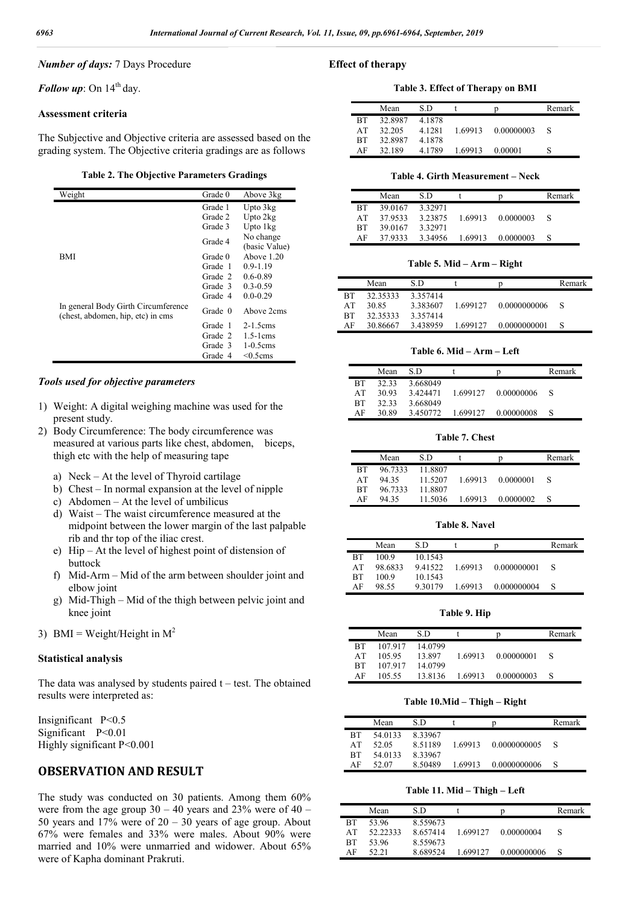***Number of days:*** 7 Days Procedure

***Follow up***: On 14th day.

### Assessment criteria

The Subjective and Objective criteria are assessed based on the grading system. The Objective criteria gradings are as follows

**Table 2. The Objective Parameters Gradings**

| Weight | Grade 0 | Above 3kg |
|---|---|---|
| | Grade 1 | Upto 3kg |
| | Grade 2 | Upto 2kg |
| | Grade 3 | Upto 1kg |
| | Grade 4 | No change (basic Value) |
| BMI | Grade 0 | Above 1.20 |
| | Grade 1 | 0.9-1.19 |
| | Grade 2 | 0.6-0.89 |
| | Grade 3 | 0.3-0.59 |
| | Grade 4 | 0.0-0.29 |
| In general Body Girth Circumference (chest, abdomen, hip, etc) in cms | Grade 0 | Above 2cms |
| | Grade 1 | 2-1.5cms |
| | Grade 2 | 1.5-1cms |
| | Grade 3 | 1-0.5cms |
| | Grade 4 | <0.5cms |

### *Tools used for objective parameters*

1) Weight: A digital weighing machine was used for the present study.
2) Body Circumference: The body circumference was measured at various parts like chest, abdomen, biceps, thigh etc with the help of measuring tape
   a) Neck – At the level of Thyroid cartilage
   b) Chest – In normal expansion at the level of nipple
   c) Abdomen – At the level of umbilicus
   d) Waist – The waist circumference measured at the midpoint between the lower margin of the last palpable rib and thr top of the iliac crest.
   e) Hip – At the level of highest point of distension of buttock
   f) Mid-Arm – Mid of the arm between shoulder joint and elbow joint
   g) Mid-Thigh – Mid of the thigh between pelvic joint and knee joint
3) BMI = Weight/Height in $M^2$

### Statistical analysis

The data was analysed by students paired t – test. The obtained results were interpreted as:

Insignificant P<0.5
Significant P<0.01
Highly significant P<0.001

## OBSERVATION AND RESULT

The study was conducted on 30 patients. Among them 60% were from the age group 30 – 40 years and 23% were of 40 – 50 years and 17% were of 20 – 30 years of age group. About 67% were females and 33% were males. About 90% were married and 10% were unmarried and widower. About 65% were of Kapha dominant Prakruti.

### Effect of therapy

**Table 3. Effect of Therapy on BMI**

| | Mean | S.D | t | p | Remark |
|---|---|---|---|---|---|
| BT | 32.8987 | 4.1878 | | | |
| AT | 32.205 | 4.1281 | 1.69913 | 0.00000003 | S |
| BT | 32.8987 | 4.1878 | | | |
| AF | 32.189 | 4.1789 | 1.69913 | 0.00001 | S |

**Table 4. Girth Measurement – Neck**

| | Mean | S.D | t | p | Remark |
|---|---|---|---|---|---|
| BT | 39.0167 | 3.32971 | | | |
| AT | 37.9533 | 3.23875 | 1.69913 | 0.0000003 | S |
| BT | 39.0167 | 3.32971 | | | |
| AF | 37.9333 | 3.34956 | 1.69913 | 0.0000003 | S |

**Table 5. Mid – Arm – Right**

| | Mean | S.D | t | p | Remark |
|---|---|---|---|---|---|
| BT | 32.35333 | 3.357414 | | | |
| AT | 30.85 | 3.383607 | 1.699127 | 0.0000000006 | S |
| BT | 32.35333 | 3.357414 | | | |
| AF | 30.86667 | 3.438959 | 1.699127 | 0.0000000001 | S |

**Table 6. Mid – Arm – Left**

| | Mean | S.D | t | p | Remark |
|---|---|---|---|---|---|
| BT | 32.33 | 3.668049 | | | |
| AT | 30.93 | 3.424471 | 1.699127 | 0.00000006 | S |
| BT | 32.33 | 3.668049 | | | |
| AF | 30.89 | 3.450772 | 1.699127 | 0.00000008 | S |

**Table 7. Chest**

| | Mean | S.D | t | p | Remark |
|---|---|---|---|---|---|
| BT | 96.7333 | 11.8807 | | | |
| AT | 94.35 | 11.5207 | 1.69913 | 0.0000001 | S |
| BT | 96.7333 | 11.8807 | | | |
| AF | 94.35 | 11.5036 | 1.69913 | 0.0000002 | S |

**Table 8. Navel**

| | Mean | S.D | t | p | Remark |
|---|---|---|---|---|---|
| BT | 100.9 | 10.1543 | | | |
| AT | 98.6833 | 9.41522 | 1.69913 | 0.000000001 | S |
| BT | 100.9 | 10.1543 | | | |
| AF | 98.55 | 9.30179 | 1.69913 | 0.000000004 | S |

**Table 9. Hip**

| | Mean | S.D | t | p | Remark |
|---|---|---|---|---|---|
| BT | 107.917 | 14.0799 | | | |
| AT | 105.95 | 13.897 | 1.69913 | 0.00000001 | S |
| BT | 107.917 | 14.0799 | | | |
| AF | 105.55 | 13.8136 | 1.69913 | 0.00000003 | S |

**Table 10.Mid – Thigh – Right**

| | Mean | S.D | t | p | Remark |
|---|---|---|---|---|---|
| BT | 54.0133 | 8.33967 | | | |
| AT | 52.05 | 8.51189 | 1.69913 | 0.0000000005 | S |
| BT | 54.0133 | 8.33967 | | | |
| AF | 52.07 | 8.50489 | 1.69913 | 0.0000000006 | S |

**Table 11. Mid – Thigh – Left**

| | Mean | S.D | t | p | Remark |
|---|---|---|---|---|---|
| BT | 53.96 | 8.559673 | | | |
| AT | 52.22333 | 8.657414 | 1.699127 | 0.00000004 | S |
| BT | 53.96 | 8.559673 | | | |
| AF | 52.21 | 8.689524 | 1.699127 | 0.000000006 | S |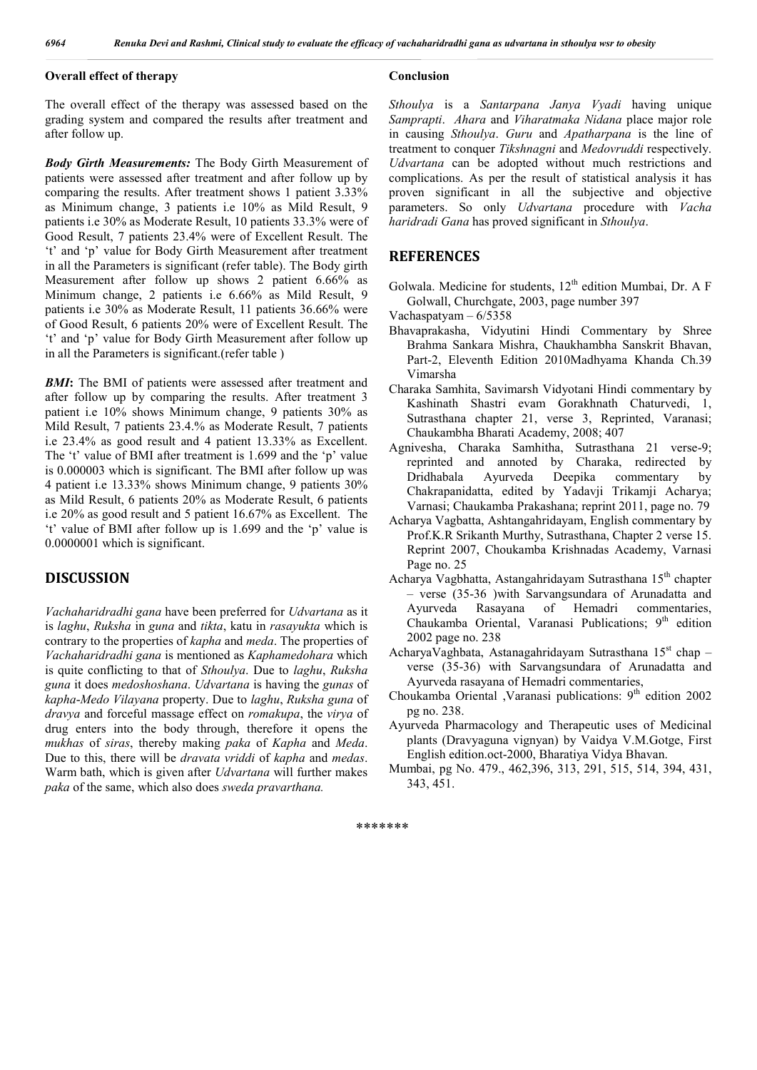### Overall effect of therapy

The overall effect of the therapy was assessed based on the grading system and compared the results after treatment and after follow up.

***Body Girth Measurements:*** The Body Girth Measurement of patients were assessed after treatment and after follow up by comparing the results. After treatment shows 1 patient 3.33% as Minimum change, 3 patients i.e 10% as Mild Result, 9 patients i.e 30% as Moderate Result, 10 patients 33.3% were of Good Result, 7 patients 23.4% were of Excellent Result. The 't' and 'p' value for Body Girth Measurement after treatment in all the Parameters is significant (refer table). The Body girth Measurement after follow up shows 2 patient 6.66% as Minimum change, 2 patients i.e 6.66% as Mild Result, 9 patients i.e 30% as Moderate Result, 11 patients 36.66% were of Good Result, 6 patients 20% were of Excellent Result. The 't' and 'p' value for Body Girth Measurement after follow up in all the Parameters is significant.(refer table )

***BMI*:** The BMI of patients were assessed after treatment and after follow up by comparing the results. After treatment 3 patient i.e 10% shows Minimum change, 9 patients 30% as Mild Result, 7 patients 23.4.% as Moderate Result, 7 patients i.e 23.4% as good result and 4 patient 13.33% as Excellent. The 't' value of BMI after treatment is 1.699 and the 'p' value is 0.000003 which is significant. The BMI after follow up was 4 patient i.e 13.33% shows Minimum change, 9 patients 30% as Mild Result, 6 patients 20% as Moderate Result, 6 patients i.e 20% as good result and 5 patient 16.67% as Excellent. The 't' value of BMI after follow up is 1.699 and the 'p' value is 0.0000001 which is significant.

## DISCUSSION

*Vachaharidradhi gana* have been preferred for *Udvartana* as it is *laghu*, *Ruksha* in *guna* and *tikta*, katu in *rasayukta* which is contrary to the properties of *kapha* and *meda*. The properties of *Vachaharidradhi gana* is mentioned as *Kaphamedohara* which is quite conflicting to that of *Sthoulya*. Due to *laghu*, *Ruksha guna* it does *medoshoshana*. *Udvartana* is having the *gunas* of *kapha*-*Medo Vilayana* property. Due to *laghu*, *Ruksha guna* of *dravya* and forceful massage effect on *romakupa*, the *virya* of drug enters into the body through, therefore it opens the *mukhas* of *siras*, thereby making *paka* of *Kapha* and *Meda*. Due to this, there will be *dravata vriddi* of *kapha* and *medas*. Warm bath, which is given after *Udvartana* will further makes *paka* of the same, which also does *sweda pravarthana.*

### Conclusion

*Sthoulya* is a *Santarpana Janya Vyadi* having unique *Samprapti*. *Ahara* and *Viharatmaka Nidana* place major role in causing *Sthoulya*. *Guru* and *Apatharpana* is the line of treatment to conquer *Tikshnagni* and *Medovruddi* respectively. *Udvartana* can be adopted without much restrictions and complications. As per the result of statistical analysis it has proven significant in all the subjective and objective parameters. So only *Udvartana* procedure with *Vacha haridradi Gana* has proved significant in *Sthoulya*.

## REFERENCES

- Golwala. Medicine for students, 12th edition Mumbai, Dr. A F Golwall, Churchgate, 2003, page number 397
- Vachaspatyam – 6/5358
- Bhavaprakasha, Vidyutini Hindi Commentary by Shree Brahma Sankara Mishra, Chaukhambha Sanskrit Bhavan, Part-2, Eleventh Edition 2010Madhyama Khanda Ch.39 Vimarsha
- Charaka Samhita, Savimarsh Vidyotani Hindi commentary by Kashinath Shastri evam Gorakhnath Chaturvedi, 1, Sutrasthana chapter 21, verse 3, Reprinted, Varanasi; Chaukambha Bharati Academy, 2008; 407
- Agnivesha, Charaka Samhitha, Sutrasthana 21 verse-9; reprinted and annoted by Charaka, redirected by Dridhabala Ayurveda Deepika commentary by Chakrapanidatta, edited by Yadavji Trikamji Acharya; Varnasi; Chaukamba Prakashana; reprint 2011, page no. 79
- Acharya Vagbatta, Ashtangahridayam, English commentary by Prof.K.R Srikanth Murthy, Sutrasthana, Chapter 2 verse 15. Reprint 2007, Choukamba Krishnadas Academy, Varnasi Page no. 25
- Acharya Vagbhatta, Astangahridayam Sutrasthana 15th chapter – verse (35-36 )with Sarvangsundara of Arunadatta and Ayurveda Rasayana of Hemadri commentaries, Chaukamba Oriental, Varanasi Publications; 9th edition 2002 page no. 238
- AcharyaVaghbata, Astanagahridayam Sutrasthana 15st chap – verse (35-36) with Sarvangsundara of Arunadatta and Ayurveda rasayana of Hemadri commentaries,
- Choukamba Oriental ,Varanasi publications: 9th edition 2002 pg no. 238.
- Ayurveda Pharmacology and Therapeutic uses of Medicinal plants (Dravyaguna vignyan) by Vaidya V.M.Gotge, First English edition.oct-2000, Bharatiya Vidya Bhavan.
- Mumbai, pg No. 479., 462,396, 313, 291, 515, 514, 394, 431, 343, 451.

\*\*\*\*\*\*\*